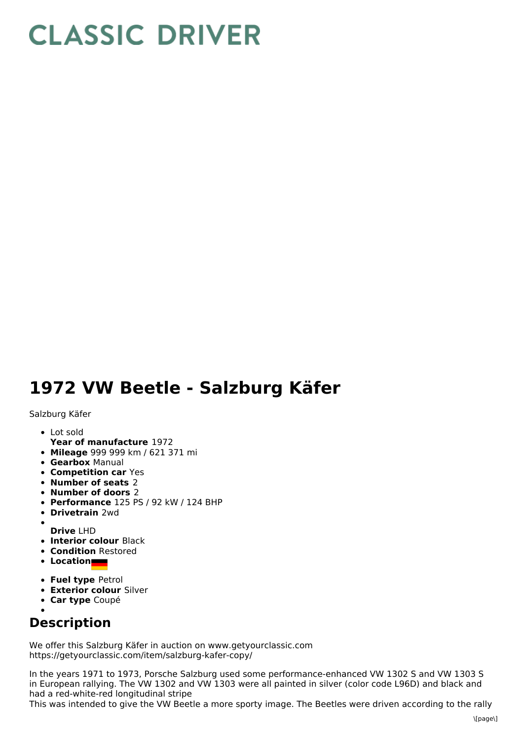# CLASSIC DRIVER

# 1972 VW Beetle - Salzburg Käfer

Salzburg Käfer

- Lot sold
  **Year of manufacture** 1972
- **Mileage** 999 999 km / 621 371 mi
- **Gearbox** Manual
- **Competition car** Yes
- **Number of seats** 2
- **Number of doors** 2
- **Performance** 125 PS / 92 kW / 124 BHP
- **Drivetrain** 2wd
- **Drive** LHD
- **Interior colour** Black
- **Condition** Restored
- **Location**
- **Fuel type** Petrol
- **Exterior colour** Silver
- **Car type** Coupé

## Description

We offer this Salzburg Käfer in auction on www.getyourclassic.com
https://getyourclassic.com/item/salzburg-kafer-copy/

In the years 1971 to 1973, Porsche Salzburg used some performance-enhanced VW 1302 S and VW 1303 S in European rallying. The VW 1302 and VW 1303 were all painted in silver (color code L96D) and black and had a red-white-red longitudinal stripe
This was intended to give the VW Beetle a more sporty image. The Beetles were driven according to the rally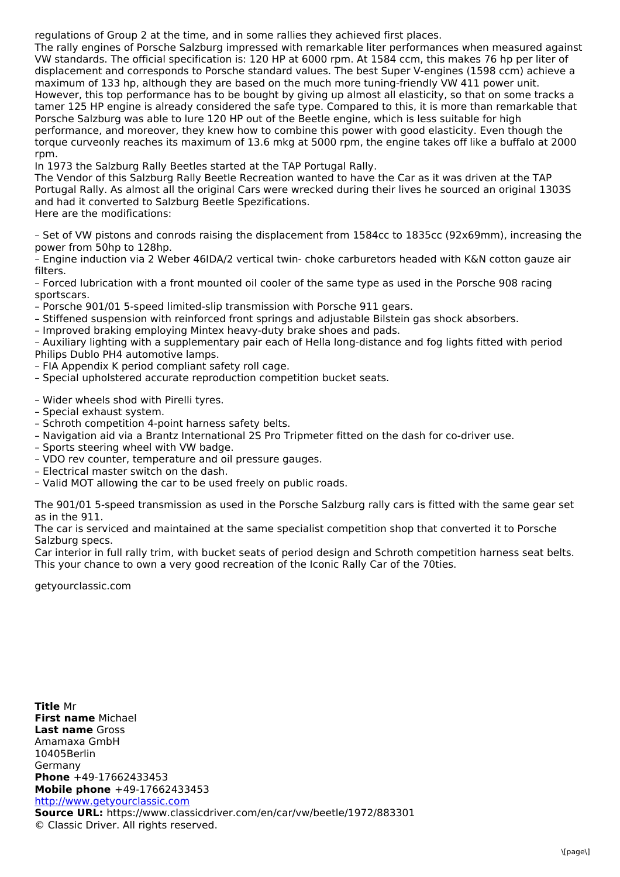regulations of Group 2 at the time, and in some rallies they achieved first places.
The rally engines of Porsche Salzburg impressed with remarkable liter performances when measured against VW standards. The official specification is: 120 HP at 6000 rpm. At 1584 ccm, this makes 76 hp per liter of displacement and corresponds to Porsche standard values. The best Super V-engines (1598 ccm) achieve a maximum of 133 hp, although they are based on the much more tuning-friendly VW 411 power unit. However, this top performance has to be bought by giving up almost all elasticity, so that on some tracks a tamer 125 HP engine is already considered the safe type. Compared to this, it is more than remarkable that Porsche Salzburg was able to lure 120 HP out of the Beetle engine, which is less suitable for high performance, and moreover, they knew how to combine this power with good elasticity. Even though the torque curveonly reaches its maximum of 13.6 mkg at 5000 rpm, the engine takes off like a buffalo at 2000 rpm.
In 1973 the Salzburg Rally Beetles started at the TAP Portugal Rally.
The Vendor of this Salzburg Rally Beetle Recreation wanted to have the Car as it was driven at the TAP Portugal Rally. As almost all the original Cars were wrecked during their lives he sourced an original 1303S and had it converted to Salzburg Beetle Spezifications.
Here are the modifications:

– Set of VW pistons and conrods raising the displacement from 1584cc to 1835cc (92x69mm), increasing the power from 50hp to 128hp.
– Engine induction via 2 Weber 46IDA/2 vertical twin- choke carburetors headed with K&N cotton gauze air filters.
– Forced lubrication with a front mounted oil cooler of the same type as used in the Porsche 908 racing sportscars.
– Porsche 901/01 5-speed limited-slip transmission with Porsche 911 gears.
– Stiffened suspension with reinforced front springs and adjustable Bilstein gas shock absorbers.
– Improved braking employing Mintex heavy-duty brake shoes and pads.
– Auxiliary lighting with a supplementary pair each of Hella long-distance and fog lights fitted with period Philips Dublo PH4 automotive lamps.
– FIA Appendix K period compliant safety roll cage.
– Special upholstered accurate reproduction competition bucket seats.

– Wider wheels shod with Pirelli tyres.
– Special exhaust system.
– Schroth competition 4-point harness safety belts.
– Navigation aid via a Brantz International 2S Pro Tripmeter fitted on the dash for co-driver use.
– Sports steering wheel with VW badge.
– VDO rev counter, temperature and oil pressure gauges.
– Electrical master switch on the dash.
– Valid MOT allowing the car to be used freely on public roads.

The 901/01 5-speed transmission as used in the Porsche Salzburg rally cars is fitted with the same gear set as in the 911.
The car is serviced and maintained at the same specialist competition shop that converted it to Porsche Salzburg specs.
Car interior in full rally trim, with bucket seats of period design and Schroth competition harness seat belts.
This your chance to own a very good recreation of the Iconic Rally Car of the 70ties.

getyourclassic.com

**Title** Mr
**First name** Michael
**Last name** Gross
Amamaxa GmbH
10405Berlin
Germany
**Phone** +49-17662433453
**Mobile phone** +49-17662433453
http://www.getyourclassic.com
**Source URL:** https://www.classicdriver.com/en/car/vw/beetle/1972/883301
© Classic Driver. All rights reserved.